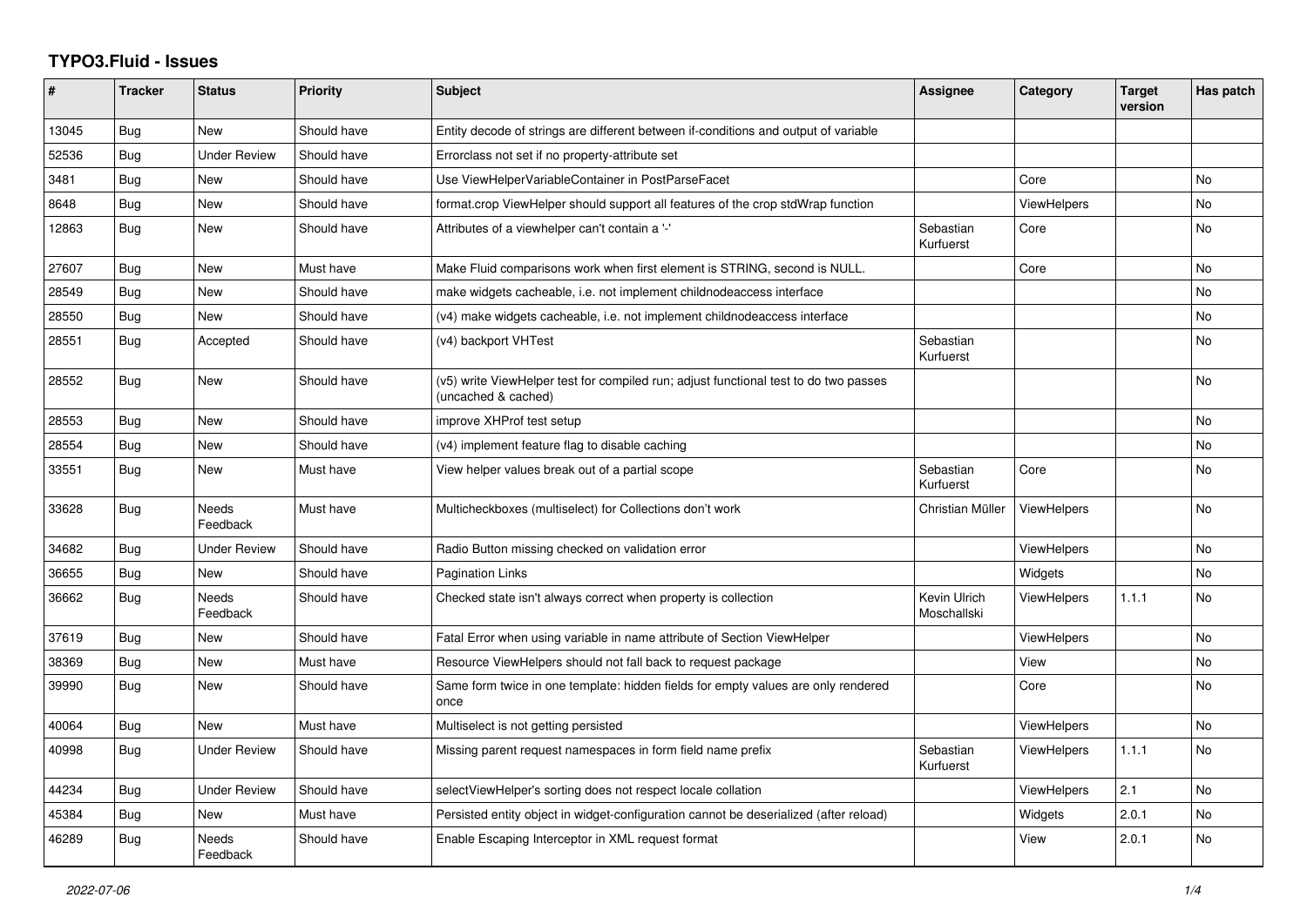# TYPO3.Fluid - Issues

| # | Tracker | Status | Priority | Subject | Assignee | Category | Target version | Has patch |
|---|---|---|---|---|---|---|---|---|
| 13045 | Bug | New | Should have | Entity decode of strings are different between if-conditions and output of variable | | | | |
| 52536 | Bug | Under Review | Should have | Errorclass not set if no property-attribute set | | | | |
| 3481 | Bug | New | Should have | Use ViewHelperVariableContainer in PostParseFacet | | Core | | No |
| 8648 | Bug | New | Should have | format.crop ViewHelper should support all features of the crop stdWrap function | | ViewHelpers | | No |
| 12863 | Bug | New | Should have | Attributes of a viewhelper can't contain a '-' | Sebastian Kurfuerst | Core | | No |
| 27607 | Bug | New | Must have | Make Fluid comparisons work when first element is STRING, second is NULL. | | Core | | No |
| 28549 | Bug | New | Should have | make widgets cacheable, i.e. not implement childnodeaccess interface | | | | No |
| 28550 | Bug | New | Should have | (v4) make widgets cacheable, i.e. not implement childnodeaccess interface | | | | No |
| 28551 | Bug | Accepted | Should have | (v4) backport VHTest | Sebastian Kurfuerst | | | No |
| 28552 | Bug | New | Should have | (v5) write ViewHelper test for compiled run; adjust functional test to do two passes (uncached & cached) | | | | No |
| 28553 | Bug | New | Should have | improve XHProf test setup | | | | No |
| 28554 | Bug | New | Should have | (v4) implement feature flag to disable caching | | | | No |
| 33551 | Bug | New | Must have | View helper values break out of a partial scope | Sebastian Kurfuerst | Core | | No |
| 33628 | Bug | Needs Feedback | Must have | Multicheckboxes (multiselect) for Collections don't work | Christian Müller | ViewHelpers | | No |
| 34682 | Bug | Under Review | Should have | Radio Button missing checked on validation error | | ViewHelpers | | No |
| 36655 | Bug | New | Should have | Pagination Links | | Widgets | | No |
| 36662 | Bug | Needs Feedback | Should have | Checked state isn't always correct when property is collection | Kevin Ulrich Moschallski | ViewHelpers | 1.1.1 | No |
| 37619 | Bug | New | Should have | Fatal Error when using variable in name attribute of Section ViewHelper | | ViewHelpers | | No |
| 38369 | Bug | New | Must have | Resource ViewHelpers should not fall back to request package | | View | | No |
| 39990 | Bug | New | Should have | Same form twice in one template: hidden fields for empty values are only rendered once | | Core | | No |
| 40064 | Bug | New | Must have | Multiselect is not getting persisted | | ViewHelpers | | No |
| 40998 | Bug | Under Review | Should have | Missing parent request namespaces in form field name prefix | Sebastian Kurfuerst | ViewHelpers | 1.1.1 | No |
| 44234 | Bug | Under Review | Should have | selectViewHelper's sorting does not respect locale collation | | ViewHelpers | 2.1 | No |
| 45384 | Bug | New | Must have | Persisted entity object in widget-configuration cannot be deserialized (after reload) | | Widgets | 2.0.1 | No |
| 46289 | Bug | Needs Feedback | Should have | Enable Escaping Interceptor in XML request format | | View | 2.0.1 | No |

*2022-07-06*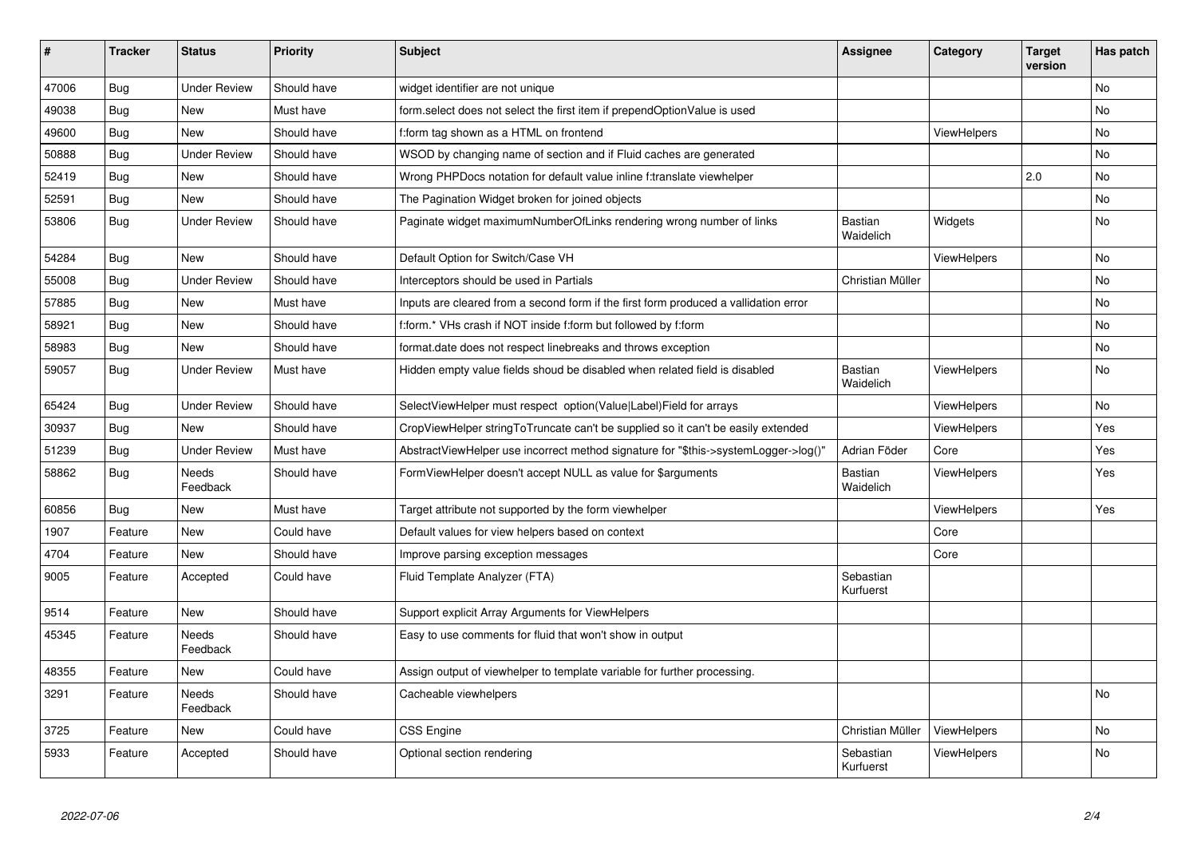| # | Tracker | Status | Priority | Subject | Assignee | Category | Target version | Has patch |
|---|---|---|---|---|---|---|---|---|
| 47006 | Bug | Under Review | Should have | widget identifier are not unique | | | | No |
| 49038 | Bug | New | Must have | form.select does not select the first item if prependOptionValue is used | | | | No |
| 49600 | Bug | New | Should have | f:form tag shown as a HTML on frontend | | ViewHelpers | | No |
| 50888 | Bug | Under Review | Should have | WSOD by changing name of section and if Fluid caches are generated | | | | No |
| 52419 | Bug | New | Should have | Wrong PHPDocs notation for default value inline f:translate viewhelper | | | 2.0 | No |
| 52591 | Bug | New | Should have | The Pagination Widget broken for joined objects | | | | No |
| 53806 | Bug | Under Review | Should have | Paginate widget maximumNumberOfLinks rendering wrong number of links | Bastian Waidelich | Widgets | | No |
| 54284 | Bug | New | Should have | Default Option for Switch/Case VH | | ViewHelpers | | No |
| 55008 | Bug | Under Review | Should have | Interceptors should be used in Partials | Christian Müller | | | No |
| 57885 | Bug | New | Must have | Inputs are cleared from a second form if the first form produced a vallidation error | | | | No |
| 58921 | Bug | New | Should have | f:form.* VHs crash if NOT inside f:form but followed by f:form | | | | No |
| 58983 | Bug | New | Should have | format.date does not respect linebreaks and throws exception | | | | No |
| 59057 | Bug | Under Review | Must have | Hidden empty value fields shoud be disabled when related field is disabled | Bastian Waidelich | ViewHelpers | | No |
| 65424 | Bug | Under Review | Should have | SelectViewHelper must respect option(Value\|Label)Field for arrays | | ViewHelpers | | No |
| 30937 | Bug | New | Should have | CropViewHelper stringToTruncate can't be supplied so it can't be easily extended | | ViewHelpers | | Yes |
| 51239 | Bug | Under Review | Must have | AbstractViewHelper use incorrect method signature for "$this->systemLogger->log()" | Adrian Föder | Core | | Yes |
| 58862 | Bug | Needs Feedback | Should have | FormViewHelper doesn't accept NULL as value for $arguments | Bastian Waidelich | ViewHelpers | | Yes |
| 60856 | Bug | New | Must have | Target attribute not supported by the form viewhelper | | ViewHelpers | | Yes |
| 1907 | Feature | New | Could have | Default values for view helpers based on context | | Core | | |
| 4704 | Feature | New | Should have | Improve parsing exception messages | | Core | | |
| 9005 | Feature | Accepted | Could have | Fluid Template Analyzer (FTA) | Sebastian Kurfuerst | | | |
| 9514 | Feature | New | Should have | Support explicit Array Arguments for ViewHelpers | | | | |
| 45345 | Feature | Needs Feedback | Should have | Easy to use comments for fluid that won't show in output | | | | |
| 48355 | Feature | New | Could have | Assign output of viewhelper to template variable for further processing. | | | | |
| 3291 | Feature | Needs Feedback | Should have | Cacheable viewhelpers | | | | No |
| 3725 | Feature | New | Could have | CSS Engine | Christian Müller | ViewHelpers | | No |
| 5933 | Feature | Accepted | Should have | Optional section rendering | Sebastian Kurfuerst | ViewHelpers | | No |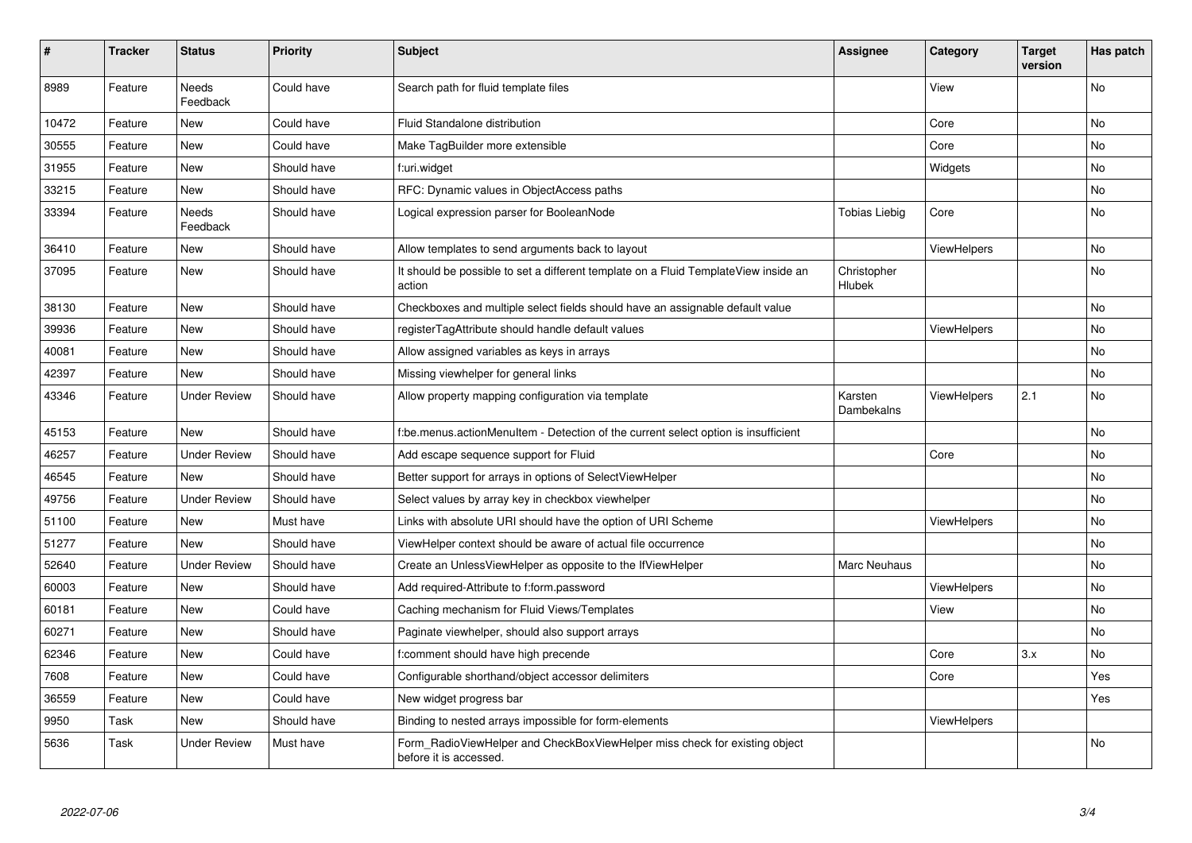| # | Tracker | Status | Priority | Subject | Assignee | Category | Target version | Has patch |
|---|---|---|---|---|---|---|---|---|
| 8989 | Feature | Needs Feedback | Could have | Search path for fluid template files | | View | | No |
| 10472 | Feature | New | Could have | Fluid Standalone distribution | | Core | | No |
| 30555 | Feature | New | Could have | Make TagBuilder more extensible | | Core | | No |
| 31955 | Feature | New | Should have | f:uri.widget | | Widgets | | No |
| 33215 | Feature | New | Should have | RFC: Dynamic values in ObjectAccess paths | | | | No |
| 33394 | Feature | Needs Feedback | Should have | Logical expression parser for BooleanNode | Tobias Liebig | Core | | No |
| 36410 | Feature | New | Should have | Allow templates to send arguments back to layout | | ViewHelpers | | No |
| 37095 | Feature | New | Should have | It should be possible to set a different template on a Fluid TemplateView inside an action | Christopher Hlubek | | | No |
| 38130 | Feature | New | Should have | Checkboxes and multiple select fields should have an assignable default value | | | | No |
| 39936 | Feature | New | Should have | registerTagAttribute should handle default values | | ViewHelpers | | No |
| 40081 | Feature | New | Should have | Allow assigned variables as keys in arrays | | | | No |
| 42397 | Feature | New | Should have | Missing viewhelper for general links | | | | No |
| 43346 | Feature | Under Review | Should have | Allow property mapping configuration via template | Karsten Dambekalns | ViewHelpers | 2.1 | No |
| 45153 | Feature | New | Should have | f:be.menus.actionMenuItem - Detection of the current select option is insufficient | | | | No |
| 46257 | Feature | Under Review | Should have | Add escape sequence support for Fluid | | Core | | No |
| 46545 | Feature | New | Should have | Better support for arrays in options of SelectViewHelper | | | | No |
| 49756 | Feature | Under Review | Should have | Select values by array key in checkbox viewhelper | | | | No |
| 51100 | Feature | New | Must have | Links with absolute URI should have the option of URI Scheme | | ViewHelpers | | No |
| 51277 | Feature | New | Should have | ViewHelper context should be aware of actual file occurrence | | | | No |
| 52640 | Feature | Under Review | Should have | Create an UnlessViewHelper as opposite to the IfViewHelper | Marc Neuhaus | | | No |
| 60003 | Feature | New | Should have | Add required-Attribute to f:form.password | | ViewHelpers | | No |
| 60181 | Feature | New | Could have | Caching mechanism for Fluid Views/Templates | | View | | No |
| 60271 | Feature | New | Should have | Paginate viewhelper, should also support arrays | | | | No |
| 62346 | Feature | New | Could have | f:comment should have high precende | | Core | 3.x | No |
| 7608 | Feature | New | Could have | Configurable shorthand/object accessor delimiters | | Core | | Yes |
| 36559 | Feature | New | Could have | New widget progress bar | | | | Yes |
| 9950 | Task | New | Should have | Binding to nested arrays impossible for form-elements | | ViewHelpers | | |
| 5636 | Task | Under Review | Must have | Form_RadioViewHelper and CheckBoxViewHelper miss check for existing object before it is accessed. | | | | No |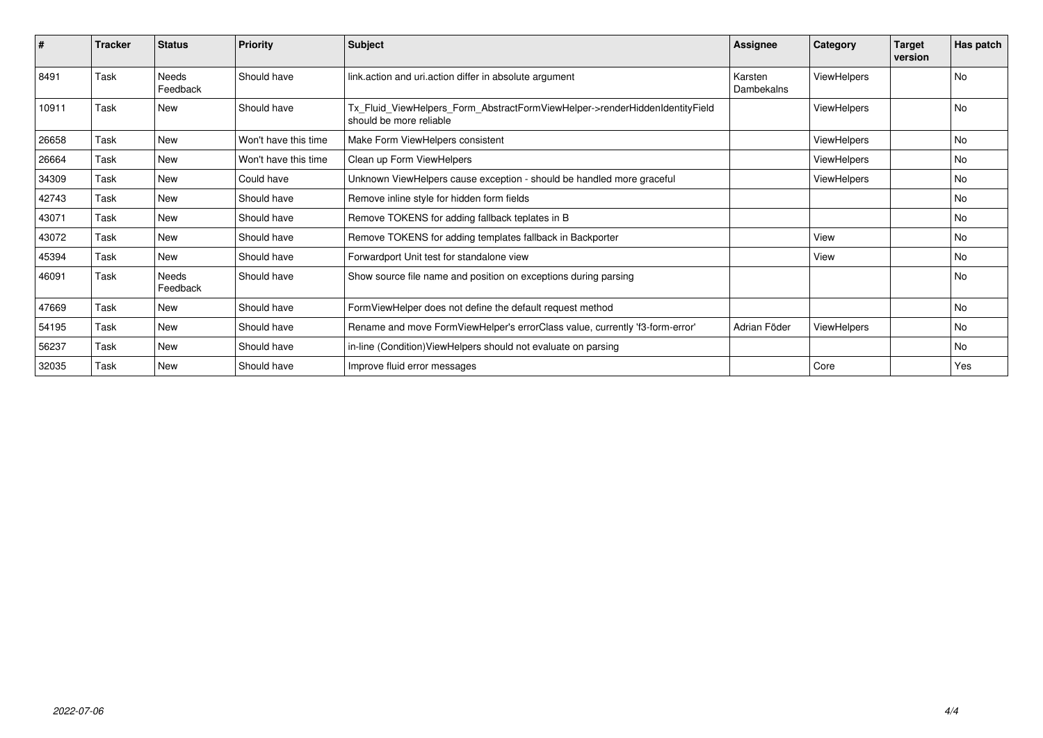| # | Tracker | Status | Priority | Subject | Assignee | Category | Target version | Has patch |
|---|---|---|---|---|---|---|---|---|
| 8491 | Task | Needs Feedback | Should have | link.action and uri.action differ in absolute argument | Karsten Dambekalns | ViewHelpers | | No |
| 10911 | Task | New | Should have | Tx_Fluid_ViewHelpers_Form_AbstractFormViewHelper->renderHiddenIdentityField should be more reliable | | ViewHelpers | | No |
| 26658 | Task | New | Won't have this time | Make Form ViewHelpers consistent | | ViewHelpers | | No |
| 26664 | Task | New | Won't have this time | Clean up Form ViewHelpers | | ViewHelpers | | No |
| 34309 | Task | New | Could have | Unknown ViewHelpers cause exception - should be handled more graceful | | ViewHelpers | | No |
| 42743 | Task | New | Should have | Remove inline style for hidden form fields | | | | No |
| 43071 | Task | New | Should have | Remove TOKENS for adding fallback teplates in B | | | | No |
| 43072 | Task | New | Should have | Remove TOKENS for adding templates fallback in Backporter | | View | | No |
| 45394 | Task | New | Should have | Forwardport Unit test for standalone view | | View | | No |
| 46091 | Task | Needs Feedback | Should have | Show source file name and position on exceptions during parsing | | | | No |
| 47669 | Task | New | Should have | FormViewHelper does not define the default request method | | | | No |
| 54195 | Task | New | Should have | Rename and move FormViewHelper's errorClass value, currently 'f3-form-error' | Adrian Föder | ViewHelpers | | No |
| 56237 | Task | New | Should have | in-line (Condition)ViewHelpers should not evaluate on parsing | | | | No |
| 32035 | Task | New | Should have | Improve fluid error messages | | Core | | Yes |

*2022-07-06*